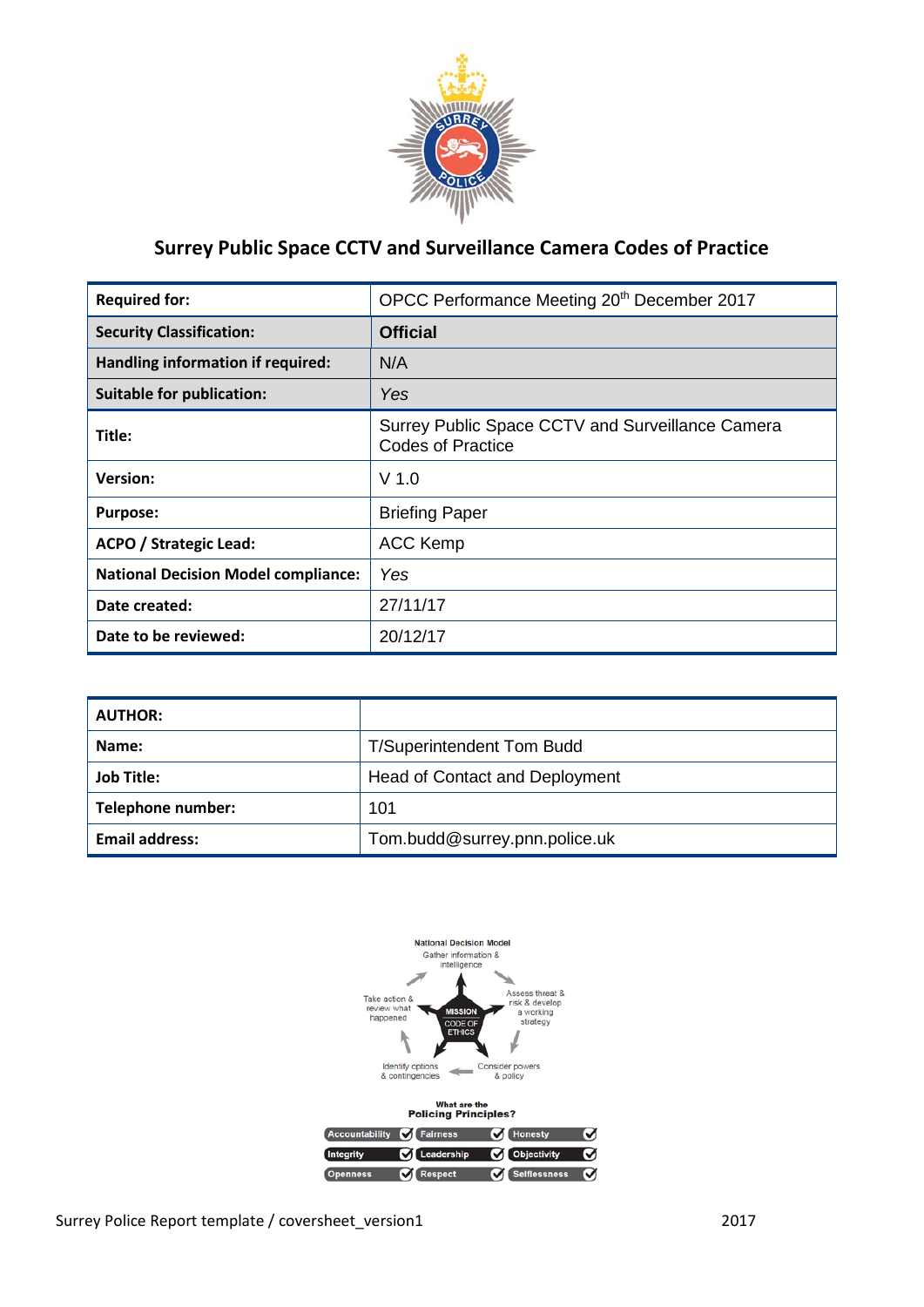# Surrey Public Space CCTV and Surveillance Camera Codes of Practice

| Required for: | OPCC Performance Meeting 20th December 2017 |
|---|---|
| Security Classification: | **Official** |
| Handling information if required: | N/A |
| Suitable for publication: | *Yes* |
| Title: | Surrey Public Space CCTV and Surveillance Camera Codes of Practice |
| Version: | V 1.0 |
| Purpose: | Briefing Paper |
| ACPO / Strategic Lead: | ACC Kemp |
| National Decision Model compliance: | *Yes* |
| Date created: | 27/11/17 |
| Date to be reviewed: | 20/12/17 |

| AUTHOR: | |
|---|---|
| Name: | T/Superintendent Tom Budd |
| Job Title: | Head of Contact and Deployment |
| Telephone number: | 101 |
| Email address: | Tom.budd@surrey.pnn.police.uk |

National Decision Model

Gather information & intelligence

Assess threat & risk & develop a working strategy

Consider powers & policy

Identify options & contingencies

Take action & review what happened

MISSION
CODE OF ETHICS

What are the Policing Principles?

Accountability, Fairness, Honesty, Integrity, Leadership, Objectivity, Openness, Respect, Selflessness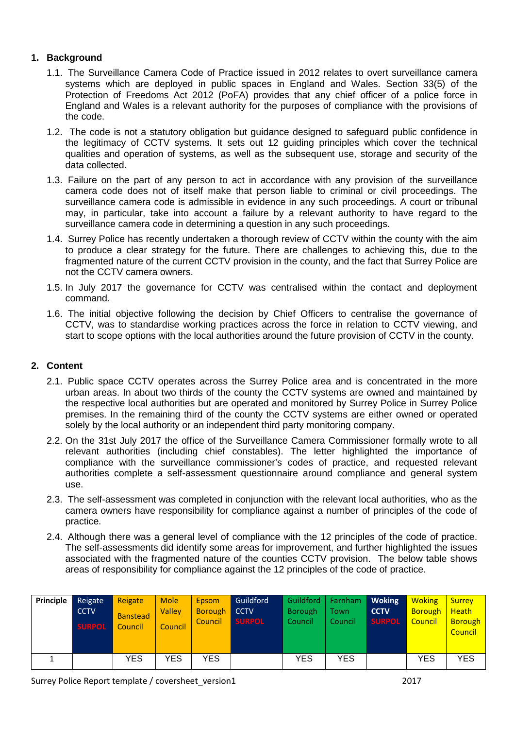## 1. Background

1.1. The Surveillance Camera Code of Practice issued in 2012 relates to overt surveillance camera systems which are deployed in public spaces in England and Wales. Section 33(5) of the Protection of Freedoms Act 2012 (PoFA) provides that any chief officer of a police force in England and Wales is a relevant authority for the purposes of compliance with the provisions of the code.

1.2. The code is not a statutory obligation but guidance designed to safeguard public confidence in the legitimacy of CCTV systems. It sets out 12 guiding principles which cover the technical qualities and operation of systems, as well as the subsequent use, storage and security of the data collected.

1.3. Failure on the part of any person to act in accordance with any provision of the surveillance camera code does not of itself make that person liable to criminal or civil proceedings. The surveillance camera code is admissible in evidence in any such proceedings. A court or tribunal may, in particular, take into account a failure by a relevant authority to have regard to the surveillance camera code in determining a question in any such proceedings.

1.4. Surrey Police has recently undertaken a thorough review of CCTV within the county with the aim to produce a clear strategy for the future. There are challenges to achieving this, due to the fragmented nature of the current CCTV provision in the county, and the fact that Surrey Police are not the CCTV camera owners.

1.5. In July 2017 the governance for CCTV was centralised within the contact and deployment command.

1.6. The initial objective following the decision by Chief Officers to centralise the governance of CCTV, was to standardise working practices across the force in relation to CCTV viewing, and start to scope options with the local authorities around the future provision of CCTV in the county.

## 2. Content

2.1. Public space CCTV operates across the Surrey Police area and is concentrated in the more urban areas. In about two thirds of the county the CCTV systems are owned and maintained by the respective local authorities but are operated and monitored by Surrey Police in Surrey Police premises. In the remaining third of the county the CCTV systems are either owned or operated solely by the local authority or an independent third party monitoring company.

2.2. On the 31st July 2017 the office of the Surveillance Camera Commissioner formally wrote to all relevant authorities (including chief constables). The letter highlighted the importance of compliance with the surveillance commissioner's codes of practice, and requested relevant authorities complete a self-assessment questionnaire around compliance and general system use.

2.3. The self-assessment was completed in conjunction with the relevant local authorities, who as the camera owners have responsibility for compliance against a number of principles of the code of practice.

2.4. Although there was a general level of compliance with the 12 principles of the code of practice. The self-assessments did identify some areas for improvement, and further highlighted the issues associated with the fragmented nature of the counties CCTV provision. The below table shows areas of responsibility for compliance against the 12 principles of the code of practice.

| Principle | Reigate CCTV SURPOL | Reigate Banstead Council | Mole Valley Council | Epsom Borough Council | Guildford CCTV SURPOL | Guildford Borough Council | Farnham Town Council | Woking CCTV SURPOL | Woking Borough Council | Surrey Heath Borough Council |
|---|---|---|---|---|---|---|---|---|---|---|
| 1 | | YES | YES | YES | | YES | YES | | YES | YES |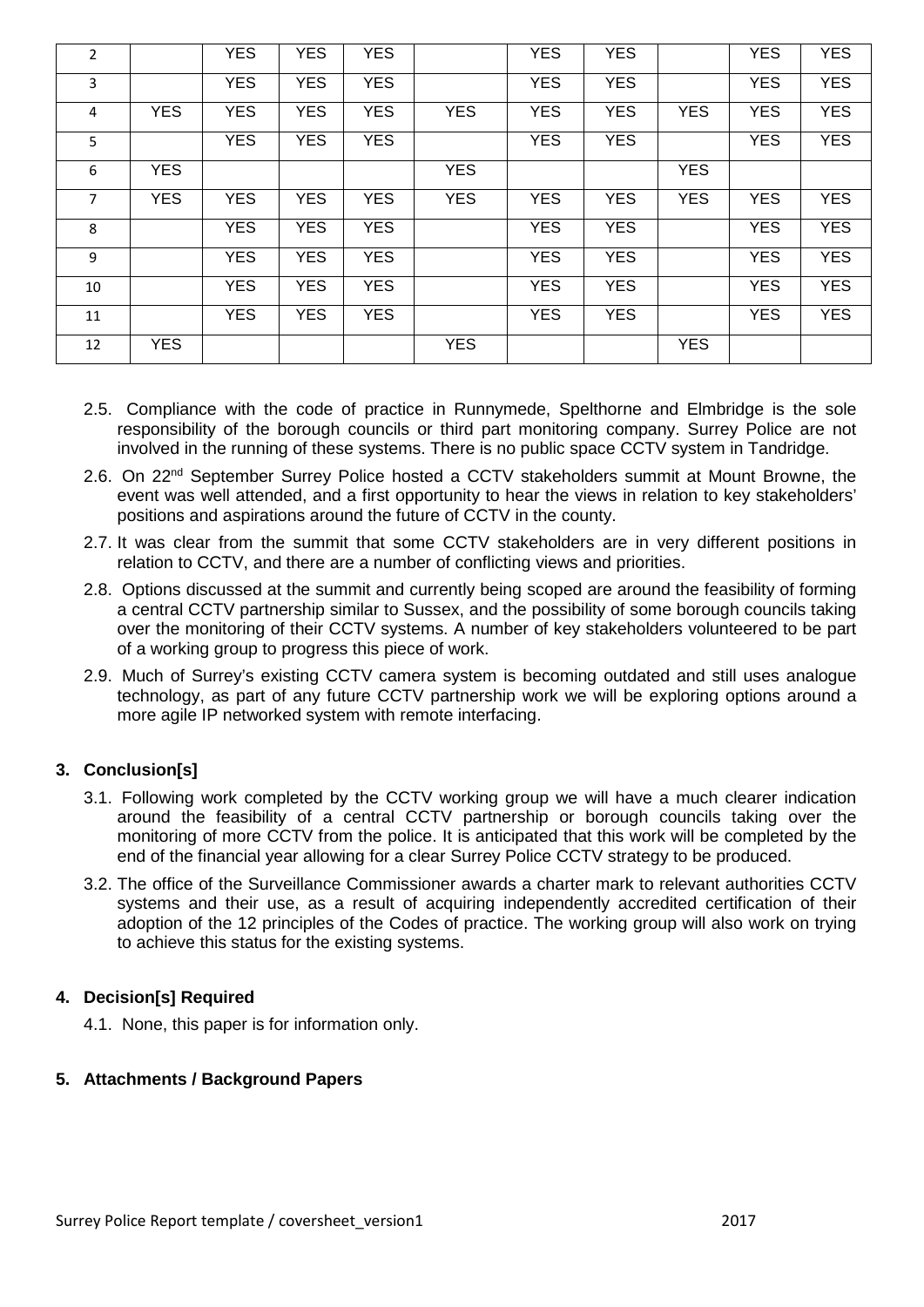| | | | | | | | | | | |
|---|---|---|---|---|---|---|---|---|---|---|
| 2 | | YES | YES | YES | | YES | YES | | YES | YES |
| 3 | | YES | YES | YES | | YES | YES | | YES | YES |
| 4 | YES | YES | YES | YES | YES | YES | YES | YES | YES | YES |
| 5 | | YES | YES | YES | | YES | YES | | YES | YES |
| 6 | YES | | | | YES | | | YES | | |
| 7 | YES | YES | YES | YES | YES | YES | YES | YES | YES | YES |
| 8 | | YES | YES | YES | | YES | YES | | YES | YES |
| 9 | | YES | YES | YES | | YES | YES | | YES | YES |
| 10 | | YES | YES | YES | | YES | YES | | YES | YES |
| 11 | | YES | YES | YES | | YES | YES | | YES | YES |
| 12 | YES | | | | YES | | | YES | | |

2.5. Compliance with the code of practice in Runnymede, Spelthorne and Elmbridge is the sole responsibility of the borough councils or third part monitoring company. Surrey Police are not involved in the running of these systems. There is no public space CCTV system in Tandridge.

2.6. On 22nd September Surrey Police hosted a CCTV stakeholders summit at Mount Browne, the event was well attended, and a first opportunity to hear the views in relation to key stakeholders' positions and aspirations around the future of CCTV in the county.

2.7. It was clear from the summit that some CCTV stakeholders are in very different positions in relation to CCTV, and there are a number of conflicting views and priorities.

2.8. Options discussed at the summit and currently being scoped are around the feasibility of forming a central CCTV partnership similar to Sussex, and the possibility of some borough councils taking over the monitoring of their CCTV systems. A number of key stakeholders volunteered to be part of a working group to progress this piece of work.

2.9. Much of Surrey's existing CCTV camera system is becoming outdated and still uses analogue technology, as part of any future CCTV partnership work we will be exploring options around a more agile IP networked system with remote interfacing.

## 3. Conclusion[s]

3.1. Following work completed by the CCTV working group we will have a much clearer indication around the feasibility of a central CCTV partnership or borough councils taking over the monitoring of more CCTV from the police. It is anticipated that this work will be completed by the end of the financial year allowing for a clear Surrey Police CCTV strategy to be produced.

3.2. The office of the Surveillance Commissioner awards a charter mark to relevant authorities CCTV systems and their use, as a result of acquiring independently accredited certification of their adoption of the 12 principles of the Codes of practice. The working group will also work on trying to achieve this status for the existing systems.

## 4. Decision[s] Required

4.1. None, this paper is for information only.

## 5. Attachments / Background Papers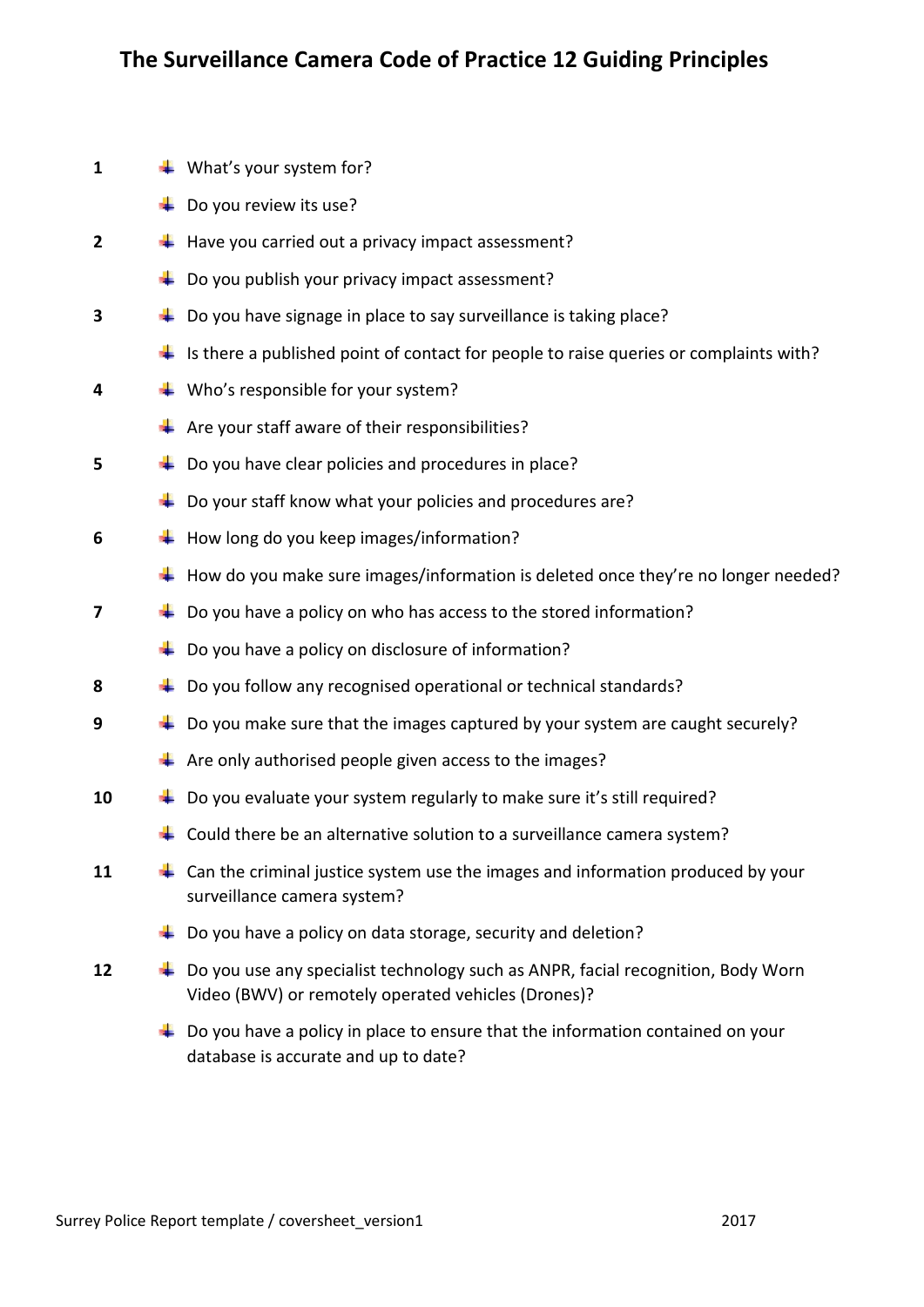# The Surveillance Camera Code of Practice 12 Guiding Principles

**1**
- What's your system for?
- Do you review its use?

**2**
- Have you carried out a privacy impact assessment?
- Do you publish your privacy impact assessment?

**3**
- Do you have signage in place to say surveillance is taking place?
- Is there a published point of contact for people to raise queries or complaints with?

**4**
- Who's responsible for your system?
- Are your staff aware of their responsibilities?

**5**
- Do you have clear policies and procedures in place?
- Do your staff know what your policies and procedures are?

**6**
- How long do you keep images/information?
- How do you make sure images/information is deleted once they're no longer needed?

**7**
- Do you have a policy on who has access to the stored information?
- Do you have a policy on disclosure of information?

**8**
- Do you follow any recognised operational or technical standards?

**9**
- Do you make sure that the images captured by your system are caught securely?
- Are only authorised people given access to the images?

**10**
- Do you evaluate your system regularly to make sure it's still required?
- Could there be an alternative solution to a surveillance camera system?

**11**
- Can the criminal justice system use the images and information produced by your surveillance camera system?
- Do you have a policy on data storage, security and deletion?

**12**
- Do you use any specialist technology such as ANPR, facial recognition, Body Worn Video (BWV) or remotely operated vehicles (Drones)?
- Do you have a policy in place to ensure that the information contained on your database is accurate and up to date?